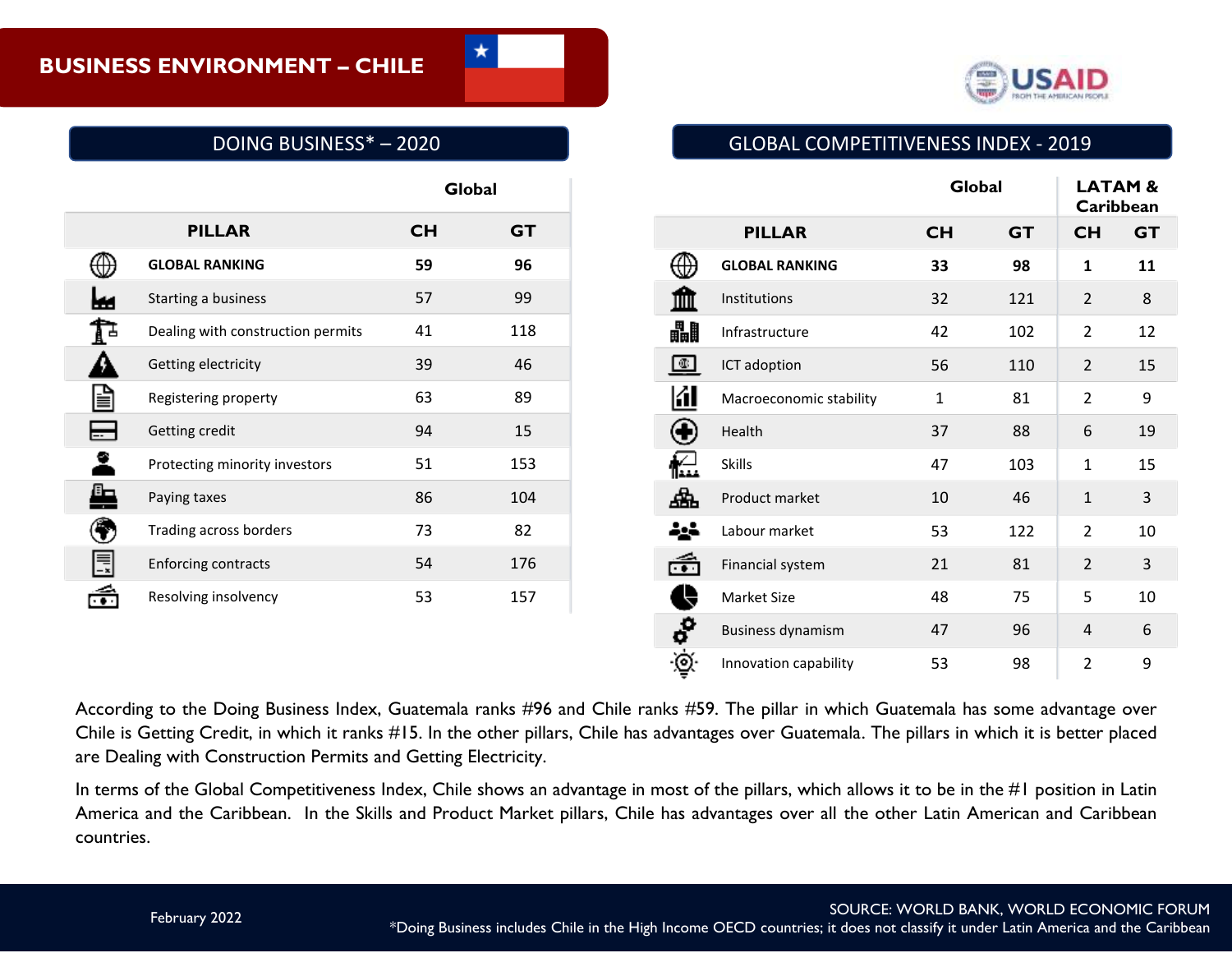# BUSINESS ENVIRONMENT – CHILE

## DOING BUSINESS* – 2020

| PILLAR | Global CH | Global GT |
|---|---|---|
| **GLOBAL RANKING** | **59** | **96** |
| Starting a business | 57 | 99 |
| Dealing with construction permits | 41 | 118 |
| Getting electricity | 39 | 46 |
| Registering property | 63 | 89 |
| Getting credit | 94 | 15 |
| Protecting minority investors | 51 | 153 |
| Paying taxes | 86 | 104 |
| Trading across borders | 73 | 82 |
| Enforcing contracts | 54 | 176 |
| Resolving insolvency | 53 | 157 |

## GLOBAL COMPETITIVENESS INDEX - 2019

| | Global | | LATAM & Caribbean | |
|---|---|---|---|---|
| PILLAR | CH | GT | CH | GT |
| **GLOBAL RANKING** | **33** | **98** | **1** | **11** |
| Institutions | 32 | 121 | 2 | 8 |
| Infrastructure | 42 | 102 | 2 | 12 |
| ICT adoption | 56 | 110 | 2 | 15 |
| Macroeconomic stability | 1 | 81 | 2 | 9 |
| Health | 37 | 88 | 6 | 19 |
| Skills | 47 | 103 | 1 | 15 |
| Product market | 10 | 46 | 1 | 3 |
| Labour market | 53 | 122 | 2 | 10 |
| Financial system | 21 | 81 | 2 | 3 |
| Market Size | 48 | 75 | 5 | 10 |
| Business dynamism | 47 | 96 | 4 | 6 |
| Innovation capability | 53 | 98 | 2 | 9 |

According to the Doing Business Index, Guatemala ranks #96 and Chile ranks #59. The pillar in which Guatemala has some advantage over Chile is Getting Credit, in which it ranks #15. In the other pillars, Chile has advantages over Guatemala. The pillars in which it is better placed are Dealing with Construction Permits and Getting Electricity.

In terms of the Global Competitiveness Index, Chile shows an advantage in most of the pillars, which allows it to be in the #1 position in Latin America and the Caribbean. In the Skills and Product Market pillars, Chile has advantages over all the other Latin American and Caribbean countries.

February 2022

SOURCE: WORLD BANK, WORLD ECONOMIC FORUM

*Doing Business includes Chile in the High Income OECD countries; it does not classify it under Latin America and the Caribbean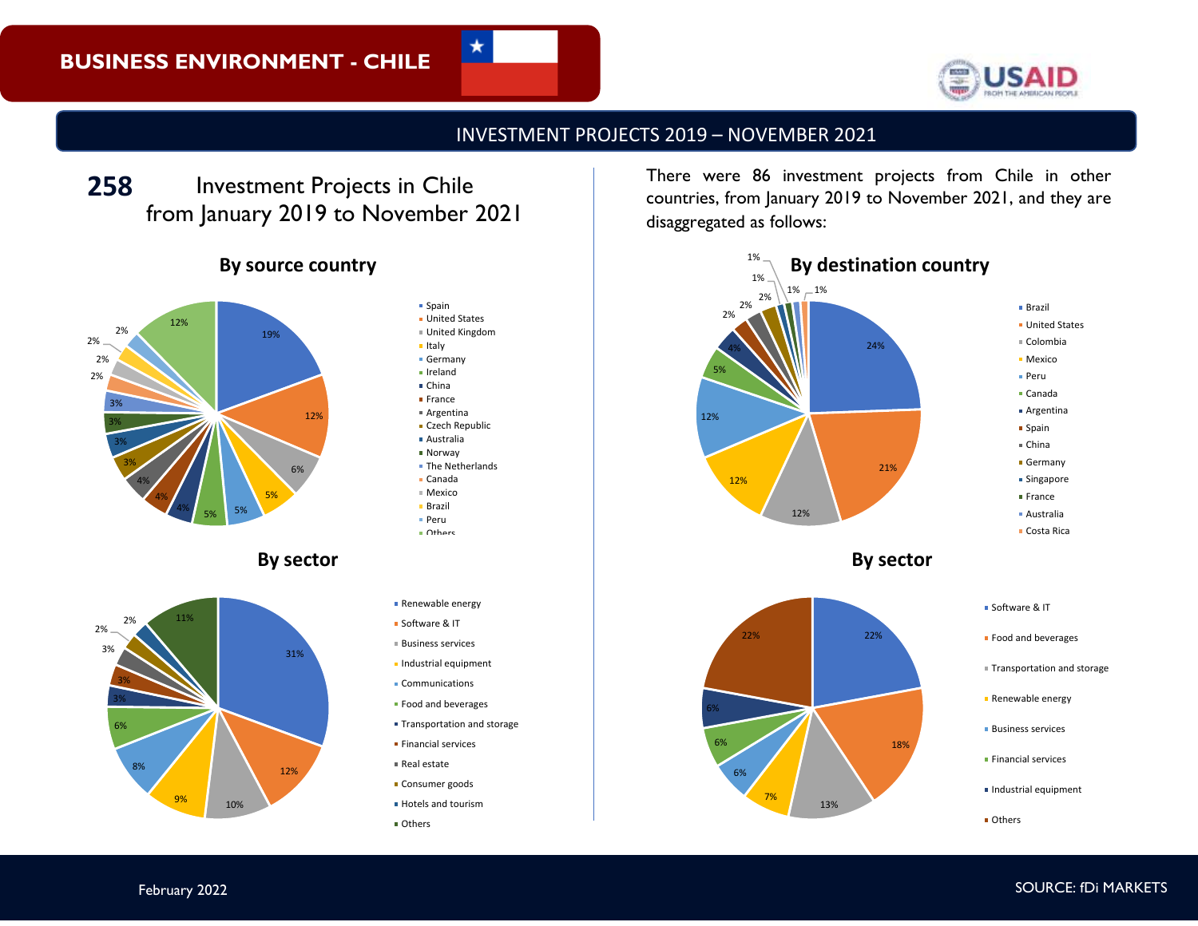# BUSINESS ENVIRONMENT - CHILE

## INVESTMENT PROJECTS 2019 – NOVEMBER 2021

**258** Investment Projects in Chile from January 2019 to November 2021

### By source country

| Country | Share |
|---|---|
| Spain | 19% |
| United States | 12% |
| United Kingdom | 6% |
| Italy | 5% |
| Germany | 5% |
| Ireland | 5% |
| China | 4% |
| France | 4% |
| Argentina | 4% |
| Czech Republic | 3% |
| Australia | 3% |
| Norway | 3% |
| The Netherlands | 3% |
| Canada | 2% |
| Mexico | 2% |
| Brazil | 2% |
| Peru | 2% |
| Others | 12% |

### By sector

| Sector | Share |
|---|---|
| Renewable energy | 31% |
| Software & IT | 12% |
| Business services | 10% |
| Industrial equipment | 9% |
| Communications | 8% |
| Food and beverages | 6% |
| Transportation and storage | 3% |
| Financial services | 3% |
| Real estate | 3% |
| Consumer goods | 2% |
| Hotels and tourism | 2% |
| Others | 11% |

There were 86 investment projects from Chile in other countries, from January 2019 to November 2021, and they are disaggregated as follows:

### By destination country

| Country | Share |
|---|---|
| Brazil | 24% |
| United States | 21% |
| Colombia | 12% |
| Mexico | 12% |
| Peru | 12% |
| Canada | 5% |
| Argentina | 4% |
| Spain | 2% |
| China | 2% |
| Germany | 2% |
| Singapore | 1% |
| France | 1% |
| Australia | 1% |
| Costa Rica | 1% |

### By sector

| Sector | Share |
|---|---|
| Software & IT | 22% |
| Food and beverages | 18% |
| Transportation and storage | 13% |
| Renewable energy | 7% |
| Business services | 6% |
| Financial services | 6% |
| Industrial equipment | 6% |
| Others | 22% |

February 2022

SOURCE: fDi MARKETS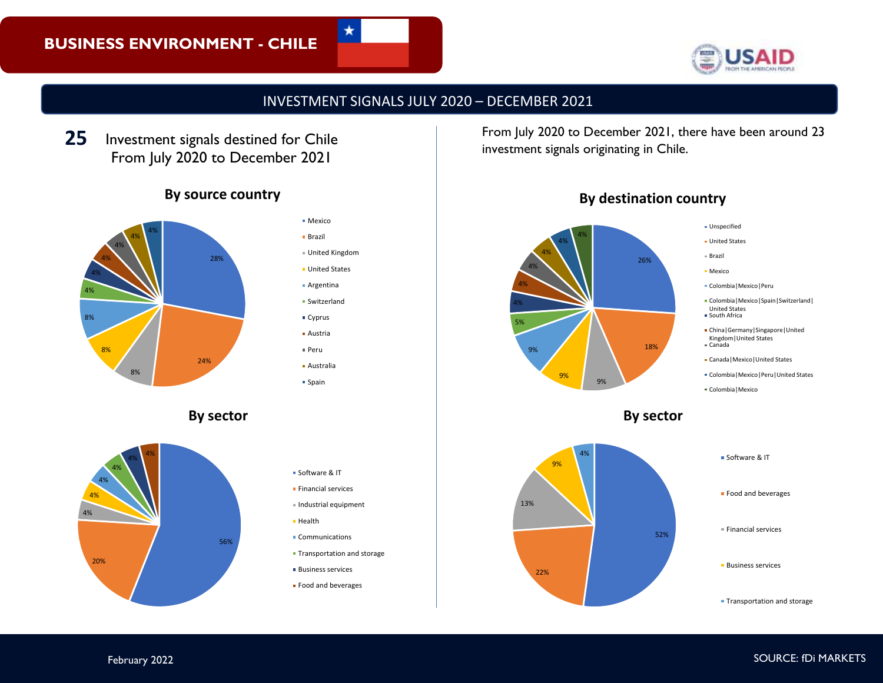# BUSINESS ENVIRONMENT - CHILE

## INVESTMENT SIGNALS JULY 2020 – DECEMBER 2021

**25** Investment signals destined for Chile From July 2020 to December 2021

### By source country

| Source country | Share |
|---|---|
| Mexico | 28% |
| Brazil | 24% |
| United Kingdom | 8% |
| United States | 8% |
| Argentina | 8% |
| Switzerland | 4% |
| Cyprus | 4% |
| Austria | 4% |
| Peru | 4% |
| Australia | 4% |
| Spain | 4% |

### By sector

| Sector | Share |
|---|---|
| Software & IT | 56% |
| Financial services | 20% |
| Industrial equipment | 4% |
| Health | 4% |
| Communications | 4% |
| Transportation and storage | 4% |
| Business services | 4% |
| Food and beverages | 4% |

From July 2020 to December 2021, there have been around 23 investment signals originating in Chile.

### By destination country

| Destination country | Share |
|---|---|
| Unspecified | 26% |
| United States | 18% |
| Brazil | 9% |
| Mexico | 9% |
| Colombia\|Mexico\|Peru | 9% |
| Colombia\|Mexico\|Spain\|Switzerland\|United States | 5% |
| South Africa | 4% |
| China\|Germany\|Singapore\|United Kingdom\|United States | 4% |
| Canada | 4% |
| Canada\|Mexico\|United States | 4% |
| Colombia\|Mexico\|Peru\|United States | 4% |
| Colombia\|Mexico | 4% |

### By sector

| Sector | Share |
|---|---|
| Software & IT | 52% |
| Food and beverages | 22% |
| Financial services | 13% |
| Business services | 9% |
| Transportation and storage | 4% |

February 2022

SOURCE: fDi MARKETS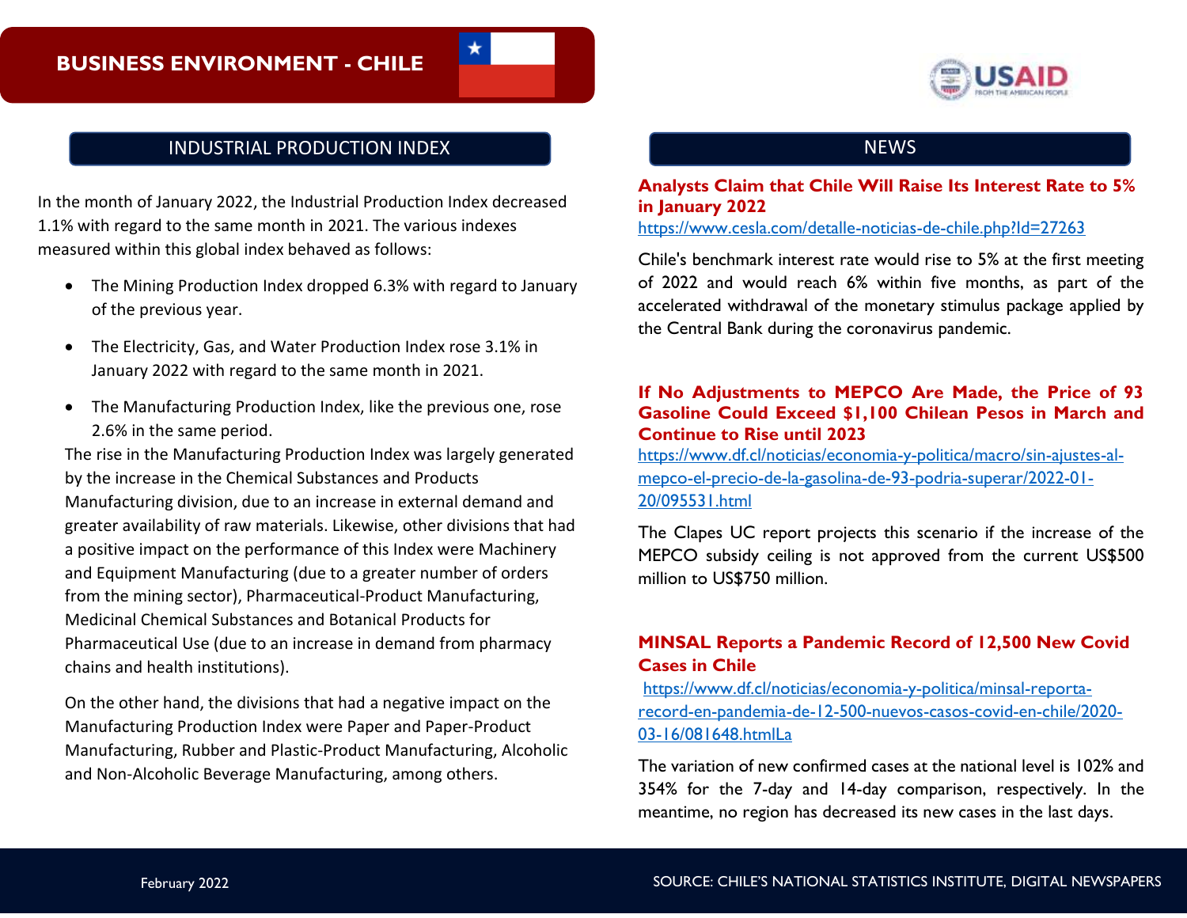# BUSINESS ENVIRONMENT - CHILE

## INDUSTRIAL PRODUCTION INDEX

In the month of January 2022, the Industrial Production Index decreased 1.1% with regard to the same month in 2021. The various indexes measured within this global index behaved as follows:

- The Mining Production Index dropped 6.3% with regard to January of the previous year.
- The Electricity, Gas, and Water Production Index rose 3.1% in January 2022 with regard to the same month in 2021.
- The Manufacturing Production Index, like the previous one, rose 2.6% in the same period.

The rise in the Manufacturing Production Index was largely generated by the increase in the Chemical Substances and Products Manufacturing division, due to an increase in external demand and greater availability of raw materials. Likewise, other divisions that had a positive impact on the performance of this Index were Machinery and Equipment Manufacturing (due to a greater number of orders from the mining sector), Pharmaceutical-Product Manufacturing, Medicinal Chemical Substances and Botanical Products for Pharmaceutical Use (due to an increase in demand from pharmacy chains and health institutions).

On the other hand, the divisions that had a negative impact on the Manufacturing Production Index were Paper and Paper-Product Manufacturing, Rubber and Plastic-Product Manufacturing, Alcoholic and Non-Alcoholic Beverage Manufacturing, among others.

## NEWS

### Analysts Claim that Chile Will Raise Its Interest Rate to 5% in January 2022

https://www.cesla.com/detalle-noticias-de-chile.php?Id=27263

Chile's benchmark interest rate would rise to 5% at the first meeting of 2022 and would reach 6% within five months, as part of the accelerated withdrawal of the monetary stimulus package applied by the Central Bank during the coronavirus pandemic.

### If No Adjustments to MEPCO Are Made, the Price of 93 Gasoline Could Exceed $1,100 Chilean Pesos in March and Continue to Rise until 2023

https://www.df.cl/noticias/economia-y-politica/macro/sin-ajustes-al-mepco-el-precio-de-la-gasolina-de-93-podria-superar/2022-01-20/095531.html

The Clapes UC report projects this scenario if the increase of the MEPCO subsidy ceiling is not approved from the current US$500 million to US$750 million.

### MINSAL Reports a Pandemic Record of 12,500 New Covid Cases in Chile

https://www.df.cl/noticias/economia-y-politica/minsal-reporta-record-en-pandemia-de-12-500-nuevos-casos-covid-en-chile/2020-03-16/081648.htmlLa

The variation of new confirmed cases at the national level is 102% and 354% for the 7-day and 14-day comparison, respectively. In the meantime, no region has decreased its new cases in the last days.

February 2022

SOURCE: CHILE'S NATIONAL STATISTICS INSTITUTE, DIGITAL NEWSPAPERS